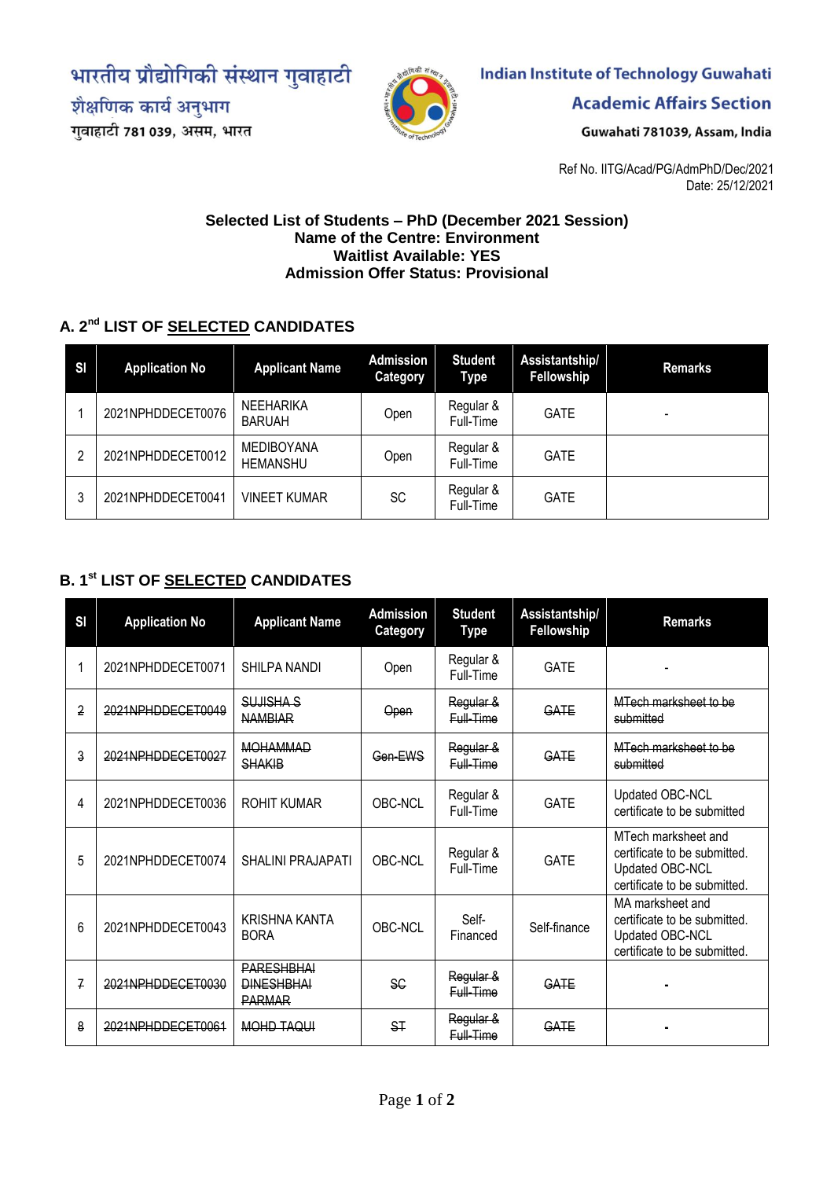भारतीय प्रौद्योगिकी संस्थान गुवाहाटी
शैक्षणिक कार्य अनुभाग
गुवाहाटी 781 039, असम, भारत

**Indian Institute of Technology Guwahati**
**Academic Affairs Section**
Guwahati 781039, Assam, India

Ref No. IITG/Acad/PG/AdmPhD/Dec/2021
Date: 25/12/2021

**Selected List of Students – PhD (December 2021 Session)**
**Name of the Centre: Environment**
**Waitlist Available: YES**
**Admission Offer Status: Provisional**

## A. 2nd LIST OF SELECTED CANDIDATES

| Sl | Application No | Applicant Name | Admission Category | Student Type | Assistantship/ Fellowship | Remarks |
|---|---|---|---|---|---|---|
| 1 | 2021NPHDDECET0076 | NEEHARIKA BARUAH | Open | Regular & Full-Time | GATE | - |
| 2 | 2021NPHDDECET0012 | MEDIBOYANA HEMANSHU | Open | Regular & Full-Time | GATE | |
| 3 | 2021NPHDDECET0041 | VINEET KUMAR | SC | Regular & Full-Time | GATE | |

## B. 1st LIST OF SELECTED CANDIDATES

| Sl | Application No | Applicant Name | Admission Category | Student Type | Assistantship/ Fellowship | Remarks |
|---|---|---|---|---|---|---|
| 1 | 2021NPHDDECET0071 | SHILPA NANDI | Open | Regular & Full-Time | GATE | - |
| ~~2~~ | ~~2021NPHDDECET0049~~ | ~~SUJISHA S NAMBIAR~~ | ~~Open~~ | ~~Regular & Full-Time~~ | ~~GATE~~ | ~~MTech marksheet to be submitted~~ |
| ~~3~~ | ~~2021NPHDDECET0027~~ | ~~MOHAMMAD SHAKIB~~ | ~~Gen-EWS~~ | ~~Regular & Full-Time~~ | ~~GATE~~ | ~~MTech marksheet to be submitted~~ |
| 4 | 2021NPHDDECET0036 | ROHIT KUMAR | OBC-NCL | Regular & Full-Time | GATE | Updated OBC-NCL certificate to be submitted |
| 5 | 2021NPHDDECET0074 | SHALINI PRAJAPATI | OBC-NCL | Regular & Full-Time | GATE | MTech marksheet and certificate to be submitted. Updated OBC-NCL certificate to be submitted. |
| 6 | 2021NPHDDECET0043 | KRISHNA KANTA BORA | OBC-NCL | Self-Financed | Self-finance | MA marksheet and certificate to be submitted. Updated OBC-NCL certificate to be submitted. |
| ~~7~~ | ~~2021NPHDDECET0030~~ | ~~PARESHBHAI DINESHBHAI PARMAR~~ | ~~SC~~ | ~~Regular & Full-Time~~ | ~~GATE~~ | - |
| ~~8~~ | ~~2021NPHDDECET0061~~ | ~~MOHD TAQUI~~ | ~~ST~~ | ~~Regular & Full-Time~~ | ~~GATE~~ | - |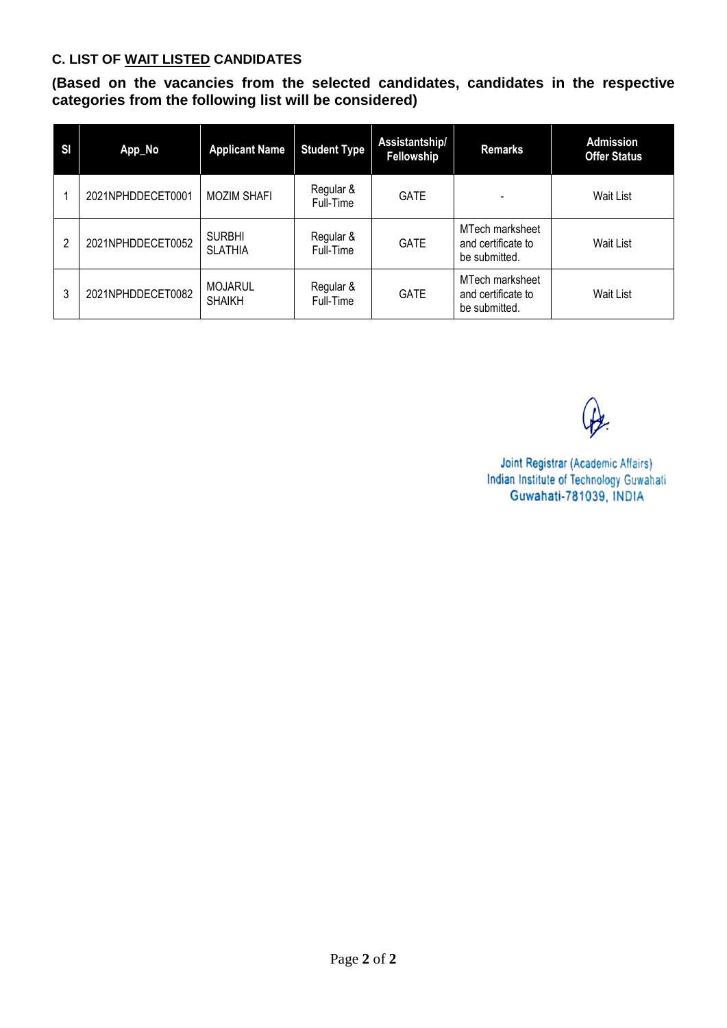### C. LIST OF WAIT LISTED CANDIDATES

**(Based on the vacancies from the selected candidates, candidates in the respective categories from the following list will be considered)**

| Sl | App_No | Applicant Name | Student Type | Assistantship/ Fellowship | Remarks | Admission Offer Status |
|---|---|---|---|---|---|---|
| 1 | 2021NPHDDECET0001 | MOZIM SHAFI | Regular & Full-Time | GATE | - | Wait List |
| 2 | 2021NPHDDECET0052 | SURBHI SLATHIA | Regular & Full-Time | GATE | MTech marksheet and certificate to be submitted. | Wait List |
| 3 | 2021NPHDDECET0082 | MOJARUL SHAIKH | Regular & Full-Time | GATE | MTech marksheet and certificate to be submitted. | Wait List |

Joint Registrar (Academic Affairs)
Indian Institute of Technology Guwahati
Guwahati-781039, INDIA